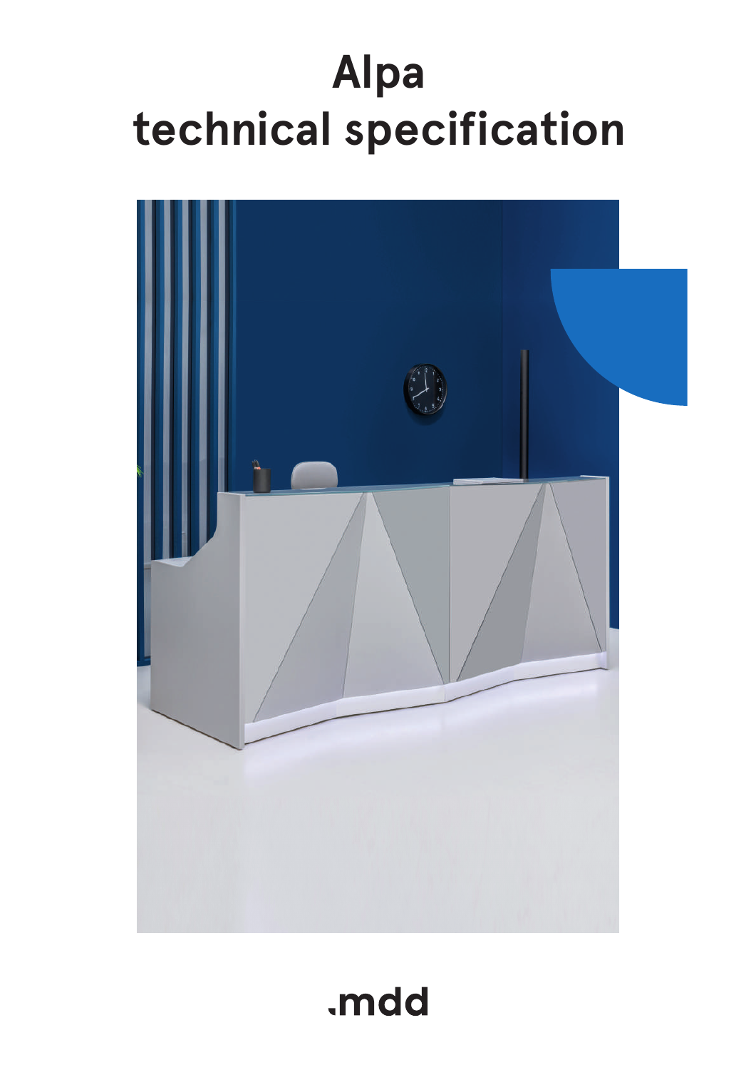# Alpa technical specification

.mdd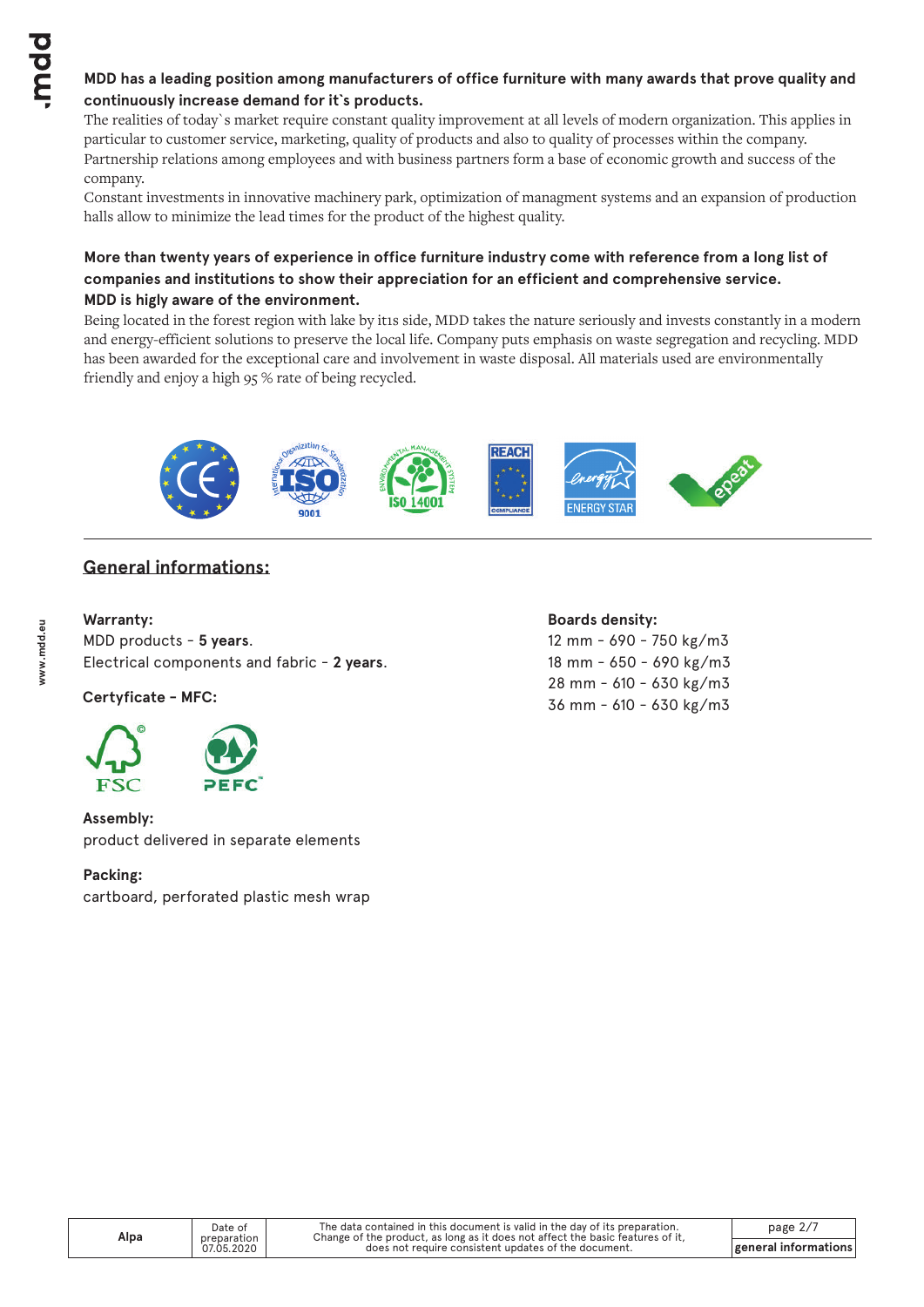**MDD has a leading position among manufacturers of office furniture with many awards that prove quality and continuously increase demand for it`s products.**

The realities of today`s market require constant quality improvement at all levels of modern organization. This applies in particular to customer service, marketing, quality of products and also to quality of processes within the company. Partnership relations among employees and with business partners form a base of economic growth and success of the company.

Constant investments in innovative machinery park, optimization of managment systems and an expansion of production halls allow to minimize the lead times for the product of the highest quality.

**More than twenty years of experience in office furniture industry come with reference from a long list of companies and institutions to show their appreciation for an efficient and comprehensive service.**

**MDD is higly aware of the environment.**

Being located in the forest region with lake by it1s side, MDD takes the nature seriously and invests constantly in a modern and energy-efficient solutions to preserve the local life. Company puts emphasis on waste segregation and recycling. MDD has been awarded for the exceptional care and involvement in waste disposal. All materials used are environmentally friendly and enjoy a high 95 % rate of being recycled.

## General informations:

**Warranty:**
MDD products - **5 years**.
Electrical components and fabric - **2 years**.

**Certyficate - MFC:**

FSC PEFC

**Assembly:**
product delivered in separate elements

**Packing:**
cartboard, perforated plastic mesh wrap

**Boards density:**
12 mm - 690 - 750 kg/m3
18 mm - 650 - 690 kg/m3
28 mm - 610 - 630 kg/m3
36 mm - 610 - 630 kg/m3

| Alpa | Date of preparation 07.05.2020 | The data contained in this document is valid in the day of its preparation. Change of the product, as long as it does not affect the basic features of it, does not require consistent updates of the document. | general informations |
|---|---|---|---|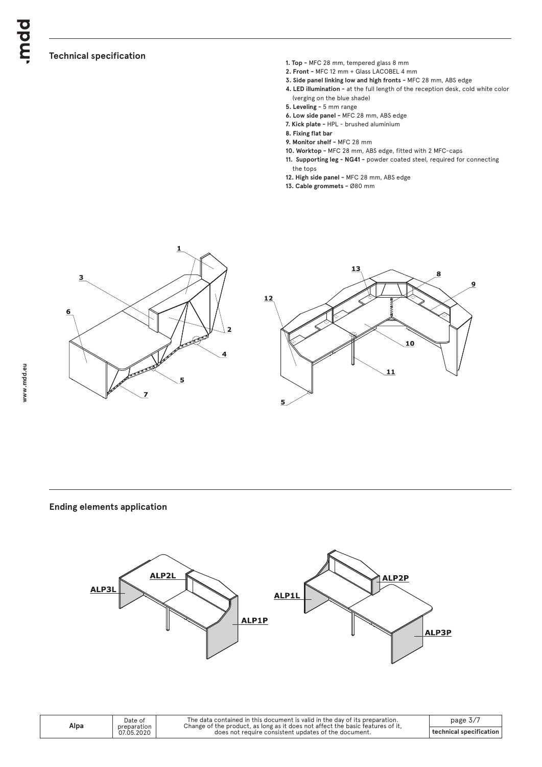## Technical specification

1. **Top -** MFC 28 mm, tempered glass 8 mm
2. **Front -** MFC 12 mm + Glass LACOBEL 4 mm
3. **Side panel linking low and high fronts -** MFC 28 mm, ABS edge
4. **LED illumination -** at the full length of the reception desk, cold white color (verging on the blue shade)
5. **Leveling -** 5 mm range
6. **Low side panel -** MFC 28 mm, ABS edge
7. **Kick plate -** HPL - brushed aluminium
8. **Fixing flat bar**
9. **Monitor shelf -** MFC 28 mm
10. **Worktop -** MFC 28 mm, ABS edge, fitted with 2 MFC-caps
11. **Supporting leg - NG41 -** powder coated steel, required for connecting the tops
12. **High side panel -** MFC 28 mm, ABS edge
13. **Cable grommets -** Ø80 mm

## Ending elements application

| Alpa | Date of preparation 07.05.2020 | The data contained in this document is valid in the day of its preparation. Change of the product, as long as it does not affect the basic features of it, does not require consistent updates of the document. | technical specification |
|---|---|---|---|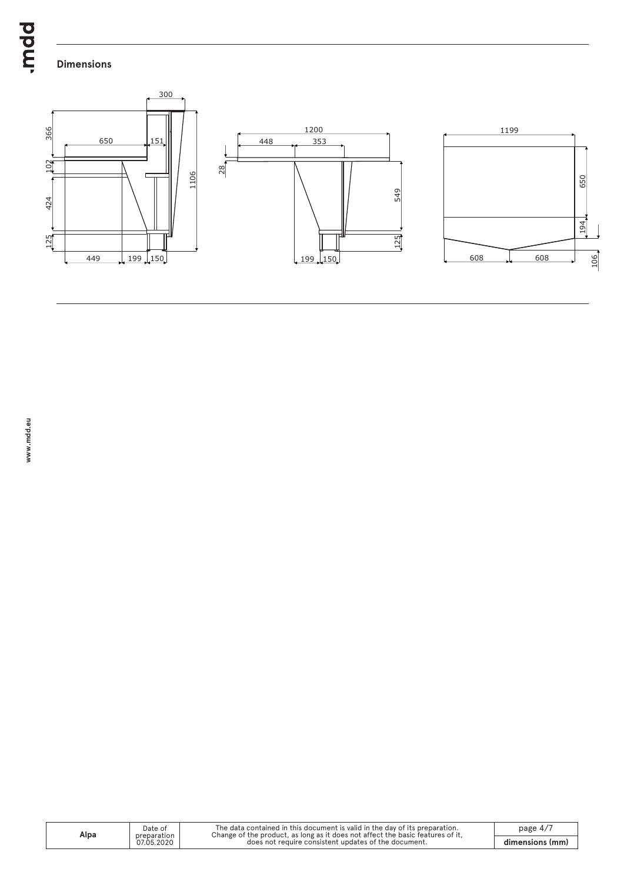## Dimensions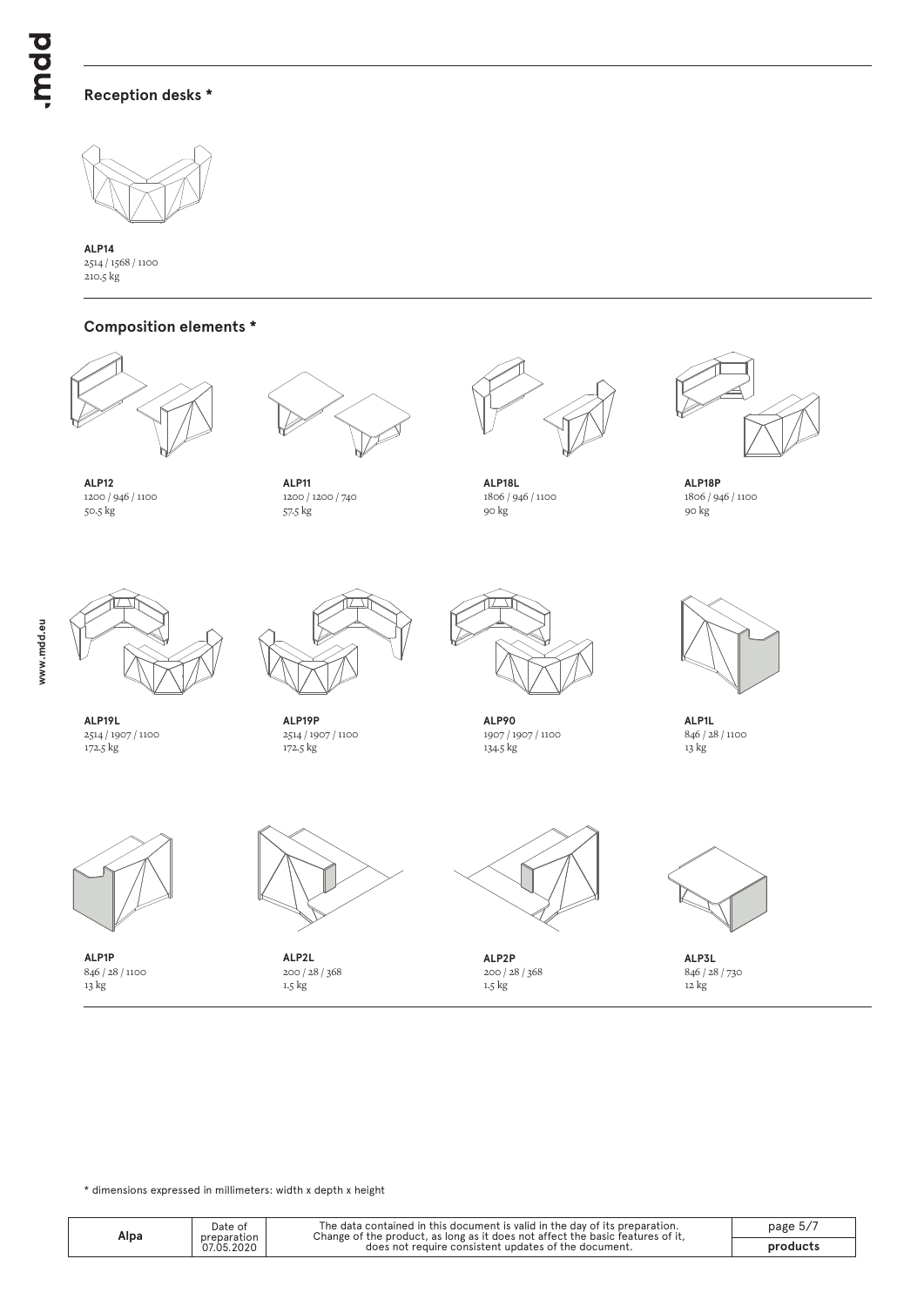## Reception desks *

**ALP14**
2514 / 1568 / 1100
210.5 kg

## Composition elements *

**ALP12**
1200 / 946 / 1100
50.5 kg

**ALP11**
1200 / 1200 / 740
57.5 kg

**ALP18L**
1806 / 946 / 1100
90 kg

**ALP18P**
1806 / 946 / 1100
90 kg

**ALP19L**
2514 / 1907 / 1100
172.5 kg

**ALP19P**
2514 / 1907 / 1100
172.5 kg

**ALP90**
1907 / 1907 / 1100
134.5 kg

**ALP1L**
846 / 28 / 1100
13 kg

**ALP1P**
846 / 28 / 1100
13 kg

**ALP2L**
200 / 28 / 368
1.5 kg

**ALP2P**
200 / 28 / 368
1.5 kg

**ALP3L**
846 / 28 / 730
12 kg

* dimensions expressed in millimeters: width x depth x height

| Alpa | Date of preparation 07.05.2020 | The data contained in this document is valid in the day of its preparation. Change of the product, as long as it does not affect the basic features of it, does not require consistent updates of the document. | products |
|---|---|---|---|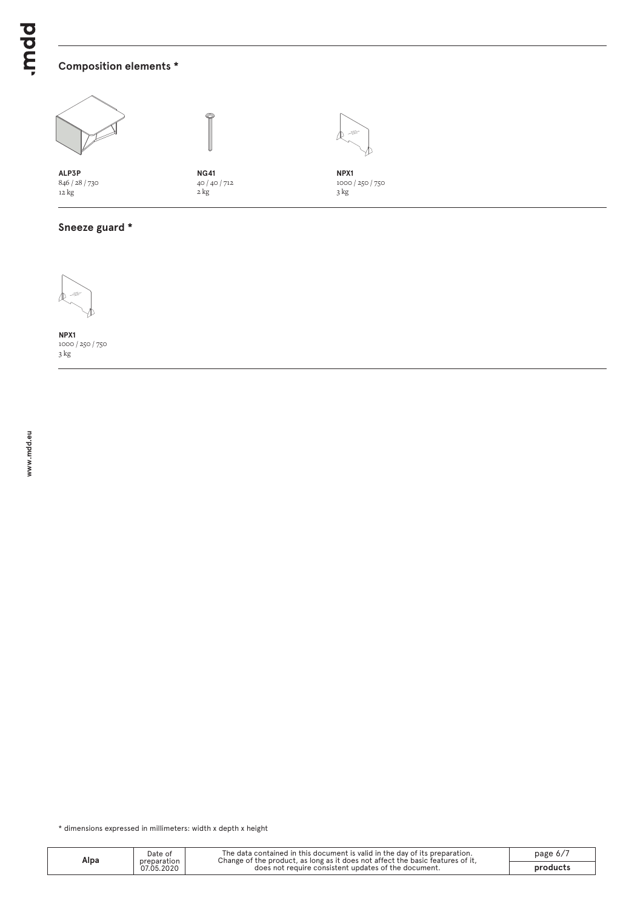## Composition elements *

**ALP3P**
846 / 28 / 730
12 kg

**NG41**
40 / 40 / 712
2 kg

**NPX1**
1000 / 250 / 750
3 kg

## Sneeze guard *

**NPX1**
1000 / 250 / 750
3 kg

* dimensions expressed in millimeters: width x depth x height

| Alpa | Date of preparation 07.05.2020 | The data contained in this document is valid in the day of its preparation. Change of the product, as long as it does not affect the basic features of it, does not require consistent updates of the document. | products |
| --- | --- | --- | --- |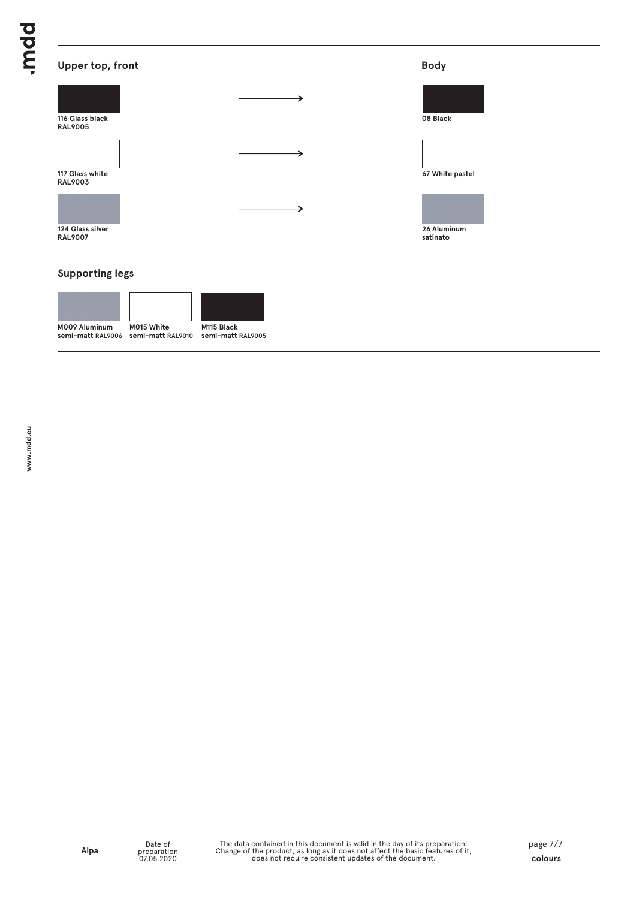## Upper top, front

116 Glass black
RAL9005

117 Glass white
RAL9003

124 Glass silver
RAL9007

## Body

08 Black

67 White pastel

26 Aluminum
satinato

## Supporting legs

M009 Aluminum
semi-matt RAL9006

M015 White
semi-matt RAL9010

M115 Black
semi-matt RAL9005

| Alpa | Date of preparation 07.05.2020 | The data contained in this document is valid in the day of its preparation. Change of the product, as long as it does not affect the basic features of it, does not require consistent updates of the document. | colours |
| --- | --- | --- | --- |